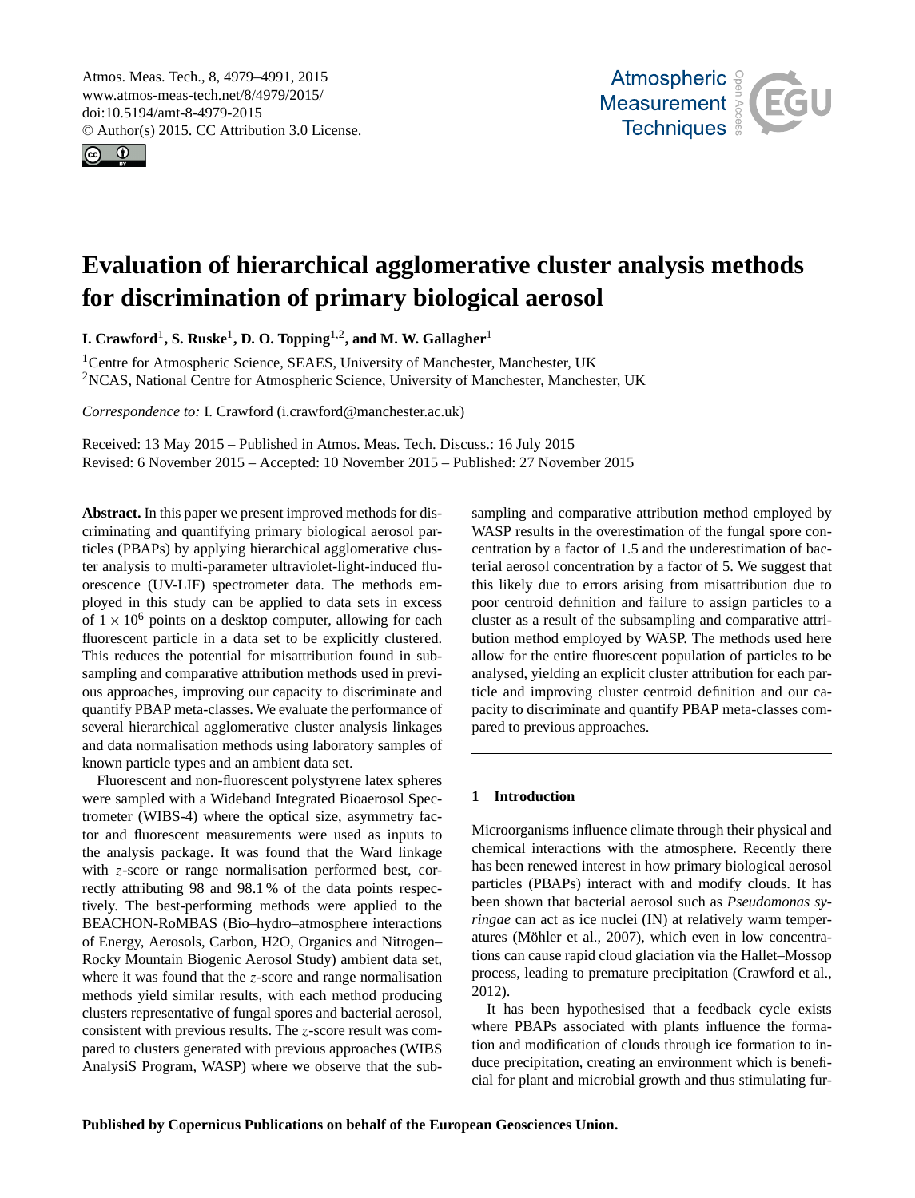# Evaluation of hierarchical agglomerative cluster analysis methods for discrimination of primary biological aerosol

**I. Crawford**[1], **S. Ruske**[1], **D. O. Topping**[1,2], **and M. W. Gallagher**[1]

[1]Centre for Atmospheric Science, SEAES, University of Manchester, Manchester, UK

[2]NCAS, National Centre for Atmospheric Science, University of Manchester, Manchester, UK

*Correspondence to:* I. Crawford (i.crawford@manchester.ac.uk)

Received: 13 May 2015 – Published in Atmos. Meas. Tech. Discuss.: 16 July 2015
Revised: 6 November 2015 – Accepted: 10 November 2015 – Published: 27 November 2015

**Abstract.** In this paper we present improved methods for discriminating and quantifying primary biological aerosol particles (PBAPs) by applying hierarchical agglomerative cluster analysis to multi-parameter ultraviolet-light-induced fluorescence (UV-LIF) spectrometer data. The methods employed in this study can be applied to data sets in excess of $1 \times 10^6$ points on a desktop computer, allowing for each fluorescent particle in a data set to be explicitly clustered. This reduces the potential for misattribution found in subsampling and comparative attribution methods used in previous approaches, improving our capacity to discriminate and quantify PBAP meta-classes. We evaluate the performance of several hierarchical agglomerative cluster analysis linkages and data normalisation methods using laboratory samples of known particle types and an ambient data set.

Fluorescent and non-fluorescent polystyrene latex spheres were sampled with a Wideband Integrated Bioaerosol Spectrometer (WIBS-4) where the optical size, asymmetry factor and fluorescent measurements were used as inputs to the analysis package. It was found that the Ward linkage with $z$-score or range normalisation performed best, correctly attributing 98 and 98.1 % of the data points respectively. The best-performing methods were applied to the BEACHON-RoMBAS (Bio–hydro–atmosphere interactions of Energy, Aerosols, Carbon, H2O, Organics and Nitrogen–Rocky Mountain Biogenic Aerosol Study) ambient data set, where it was found that the $z$-score and range normalisation methods yield similar results, with each method producing clusters representative of fungal spores and bacterial aerosol, consistent with previous results. The $z$-score result was compared to clusters generated with previous approaches (WIBS AnalysiS Program, WASP) where we observe that the subsampling and comparative attribution method employed by WASP results in the overestimation of the fungal spore concentration by a factor of 1.5 and the underestimation of bacterial aerosol concentration by a factor of 5. We suggest that this likely due to errors arising from misattribution due to poor centroid definition and failure to assign particles to a cluster as a result of the subsampling and comparative attribution method employed by WASP. The methods used here allow for the entire fluorescent population of particles to be analysed, yielding an explicit cluster attribution for each particle and improving cluster centroid definition and our capacity to discriminate and quantify PBAP meta-classes compared to previous approaches.

## 1 Introduction

Microorganisms influence climate through their physical and chemical interactions with the atmosphere. Recently there has been renewed interest in how primary biological aerosol particles (PBAPs) interact with and modify clouds. It has been shown that bacterial aerosol such as *Pseudomonas syringae* can act as ice nuclei (IN) at relatively warm temperatures (Möhler et al., 2007), which even in low concentrations can cause rapid cloud glaciation via the Hallet–Mossop process, leading to premature precipitation (Crawford et al., 2012).

It has been hypothesised that a feedback cycle exists where PBAPs associated with plants influence the formation and modification of clouds through ice formation to induce precipitation, creating an environment which is beneficial for plant and microbial growth and thus stimulating fur-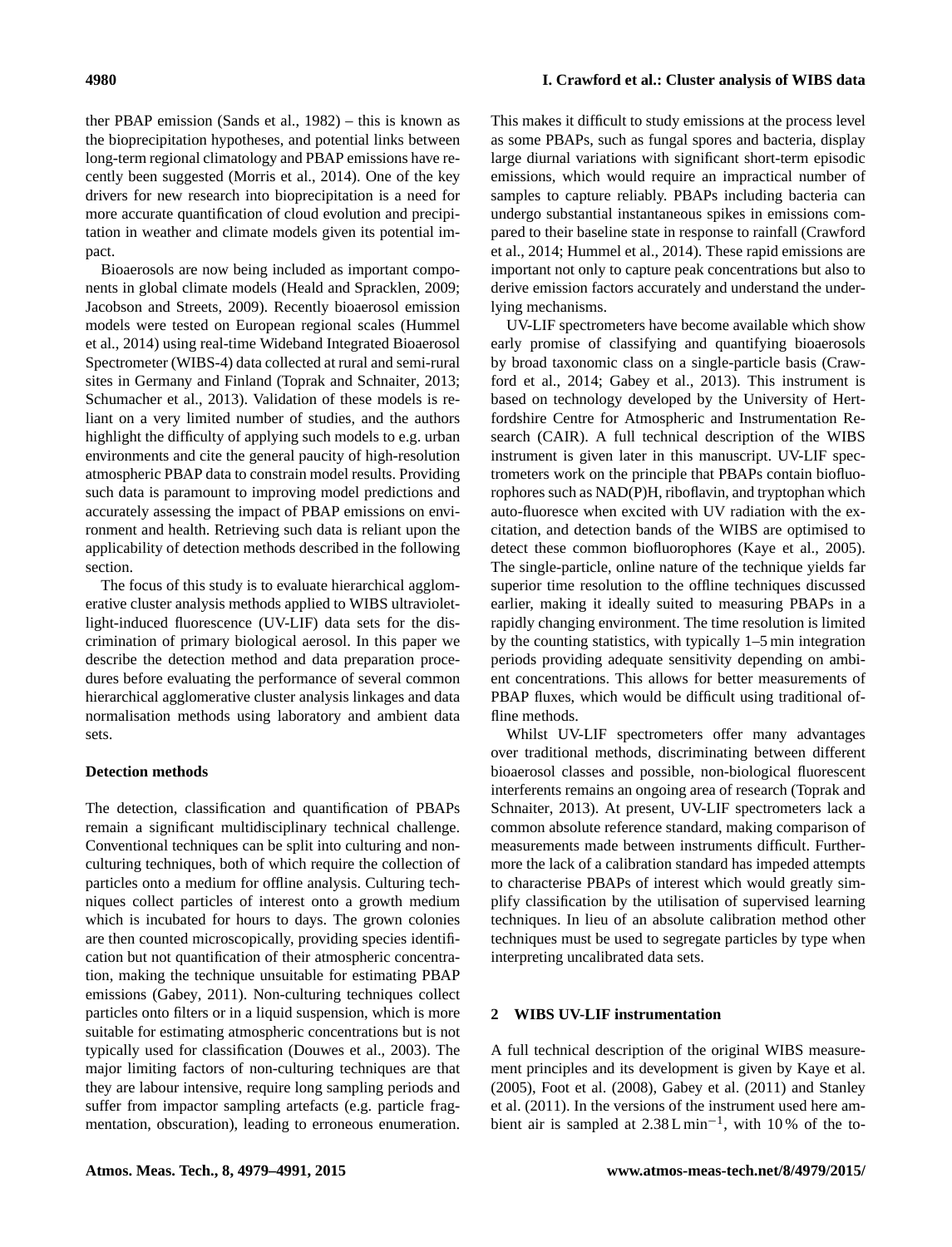ther PBAP emission (Sands et al., 1982) – this is known as the bioprecipitation hypotheses, and potential links between long-term regional climatology and PBAP emissions have recently been suggested (Morris et al., 2014). One of the key drivers for new research into bioprecipitation is a need for more accurate quantification of cloud evolution and precipitation in weather and climate models given its potential impact.

Bioaerosols are now being included as important components in global climate models (Heald and Spracklen, 2009; Jacobson and Streets, 2009). Recently bioaerosol emission models were tested on European regional scales (Hummel et al., 2014) using real-time Wideband Integrated Bioaerosol Spectrometer (WIBS-4) data collected at rural and semi-rural sites in Germany and Finland (Toprak and Schnaiter, 2013; Schumacher et al., 2013). Validation of these models is reliant on a very limited number of studies, and the authors highlight the difficulty of applying such models to e.g. urban environments and cite the general paucity of high-resolution atmospheric PBAP data to constrain model results. Providing such data is paramount to improving model predictions and accurately assessing the impact of PBAP emissions on environment and health. Retrieving such data is reliant upon the applicability of detection methods described in the following section.

The focus of this study is to evaluate hierarchical agglomerative cluster analysis methods applied to WIBS ultraviolet-light-induced fluorescence (UV-LIF) data sets for the discrimination of primary biological aerosol. In this paper we describe the detection method and data preparation procedures before evaluating the performance of several common hierarchical agglomerative cluster analysis linkages and data normalisation methods using laboratory and ambient data sets.

**Detection methods**

The detection, classification and quantification of PBAPs remain a significant multidisciplinary technical challenge. Conventional techniques can be split into culturing and non-culturing techniques, both of which require the collection of particles onto a medium for offline analysis. Culturing techniques collect particles of interest onto a growth medium which is incubated for hours to days. The grown colonies are then counted microscopically, providing species identification but not quantification of their atmospheric concentration, making the technique unsuitable for estimating PBAP emissions (Gabey, 2011). Non-culturing techniques collect particles onto filters or in a liquid suspension, which is more suitable for estimating atmospheric concentrations but is not typically used for classification (Douwes et al., 2003). The major limiting factors of non-culturing techniques are that they are labour intensive, require long sampling periods and suffer from impactor sampling artefacts (e.g. particle fragmentation, obscuration), leading to erroneous enumeration. This makes it difficult to study emissions at the process level as some PBAPs, such as fungal spores and bacteria, display large diurnal variations with significant short-term episodic emissions, which would require an impractical number of samples to capture reliably. PBAPs including bacteria can undergo substantial instantaneous spikes in emissions compared to their baseline state in response to rainfall (Crawford et al., 2014; Hummel et al., 2014). These rapid emissions are important not only to capture peak concentrations but also to derive emission factors accurately and understand the underlying mechanisms.

UV-LIF spectrometers have become available which show early promise of classifying and quantifying bioaerosols by broad taxonomic class on a single-particle basis (Crawford et al., 2014; Gabey et al., 2013). This instrument is based on technology developed by the University of Hertfordshire Centre for Atmospheric and Instrumentation Research (CAIR). A full technical description of the WIBS instrument is given later in this manuscript. UV-LIF spectrometers work on the principle that PBAPs contain biofluorophores such as NAD(P)H, riboflavin, and tryptophan which auto-fluoresce when excited with UV radiation with the excitation, and detection bands of the WIBS are optimised to detect these common biofluorophores (Kaye et al., 2005). The single-particle, online nature of the technique yields far superior time resolution to the offline techniques discussed earlier, making it ideally suited to measuring PBAPs in a rapidly changing environment. The time resolution is limited by the counting statistics, with typically 1–5 min integration periods providing adequate sensitivity depending on ambient concentrations. This allows for better measurements of PBAP fluxes, which would be difficult using traditional offline methods.

Whilst UV-LIF spectrometers offer many advantages over traditional methods, discriminating between different bioaerosol classes and possible, non-biological fluorescent interferents remains an ongoing area of research (Toprak and Schnaiter, 2013). At present, UV-LIF spectrometers lack a common absolute reference standard, making comparison of measurements made between instruments difficult. Furthermore the lack of a calibration standard has impeded attempts to characterise PBAPs of interest which would greatly simplify classification by the utilisation of supervised learning techniques. In lieu of an absolute calibration method other techniques must be used to segregate particles by type when interpreting uncalibrated data sets.

## 2 WIBS UV-LIF instrumentation

A full technical description of the original WIBS measurement principles and its development is given by Kaye et al. (2005), Foot et al. (2008), Gabey et al. (2011) and Stanley et al. (2011). In the versions of the instrument used here ambient air is sampled at $2.38\,\mathrm{L\,min^{-1}}$, with 10 % of the to-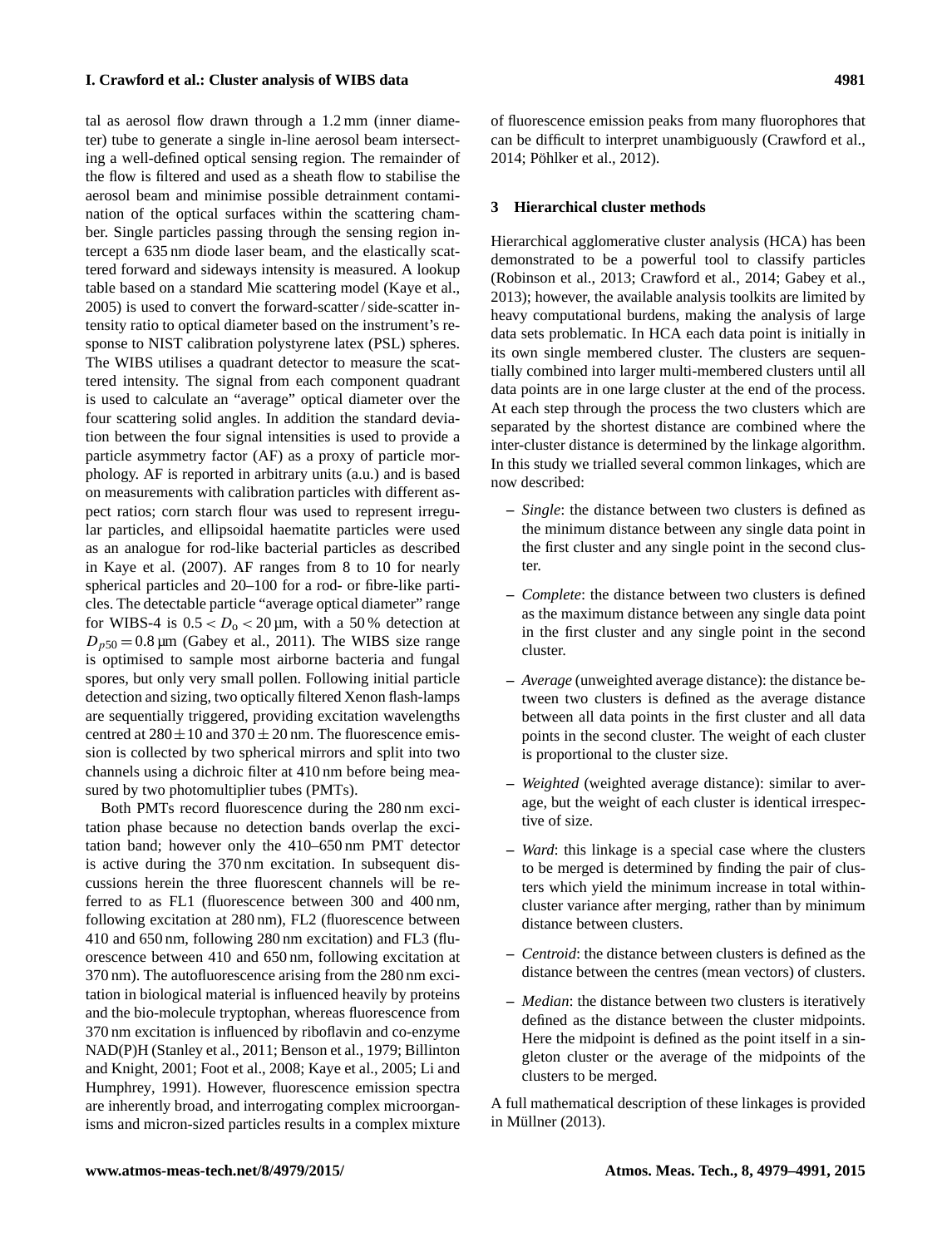tal as aerosol flow drawn through a 1.2 mm (inner diameter) tube to generate a single in-line aerosol beam intersecting a well-defined optical sensing region. The remainder of the flow is filtered and used as a sheath flow to stabilise the aerosol beam and minimise possible detrainment contamination of the optical surfaces within the scattering chamber. Single particles passing through the sensing region intercept a 635 nm diode laser beam, and the elastically scattered forward and sideways intensity is measured. A lookup table based on a standard Mie scattering model (Kaye et al., 2005) is used to convert the forward-scatter / side-scatter intensity ratio to optical diameter based on the instrument's response to NIST calibration polystyrene latex (PSL) spheres. The WIBS utilises a quadrant detector to measure the scattered intensity. The signal from each component quadrant is used to calculate an "average" optical diameter over the four scattering solid angles. In addition the standard deviation between the four signal intensities is used to provide a particle asymmetry factor (AF) as a proxy of particle morphology. AF is reported in arbitrary units (a.u.) and is based on measurements with calibration particles with different aspect ratios; corn starch flour was used to represent irregular particles, and ellipsoidal haematite particles were used as an analogue for rod-like bacterial particles as described in Kaye et al. (2007). AF ranges from 8 to 10 for nearly spherical particles and 20–100 for a rod- or fibre-like particles. The detectable particle "average optical diameter" range for WIBS-4 is $0.5 < D_o < 20$ µm, with a 50 % detection at $D_{p50} = 0.8$ µm (Gabey et al., 2011). The WIBS size range is optimised to sample most airborne bacteria and fungal spores, but only very small pollen. Following initial particle detection and sizing, two optically filtered Xenon flash-lamps are sequentially triggered, providing excitation wavelengths centred at $280 \pm 10$ and $370 \pm 20$ nm. The fluorescence emission is collected by two spherical mirrors and split into two channels using a dichroic filter at 410 nm before being measured by two photomultiplier tubes (PMTs).

Both PMTs record fluorescence during the 280 nm excitation phase because no detection bands overlap the excitation band; however only the 410–650 nm PMT detector is active during the 370 nm excitation. In subsequent discussions herein the three fluorescent channels will be referred to as FL1 (fluorescence between 300 and 400 nm, following excitation at 280 nm), FL2 (fluorescence between 410 and 650 nm, following 280 nm excitation) and FL3 (fluorescence between 410 and 650 nm, following excitation at 370 nm). The autofluorescence arising from the 280 nm excitation in biological material is influenced heavily by proteins and the bio-molecule tryptophan, whereas fluorescence from 370 nm excitation is influenced by riboflavin and co-enzyme NAD(P)H (Stanley et al., 2011; Benson et al., 1979; Billinton and Knight, 2001; Foot et al., 2008; Kaye et al., 2005; Li and Humphrey, 1991). However, fluorescence emission spectra are inherently broad, and interrogating complex microorganisms and micron-sized particles results in a complex mixture of fluorescence emission peaks from many fluorophores that can be difficult to interpret unambiguously (Crawford et al., 2014; Pöhlker et al., 2012).

## 3 Hierarchical cluster methods

Hierarchical agglomerative cluster analysis (HCA) has been demonstrated to be a powerful tool to classify particles (Robinson et al., 2013; Crawford et al., 2014; Gabey et al., 2013); however, the available analysis toolkits are limited by heavy computational burdens, making the analysis of large data sets problematic. In HCA each data point is initially in its own single membered cluster. The clusters are sequentially combined into larger multi-membered clusters until all data points are in one large cluster at the end of the process. At each step through the process the two clusters which are separated by the shortest distance are combined where the inter-cluster distance is determined by the linkage algorithm. In this study we trialled several common linkages, which are now described:

- *Single*: the distance between two clusters is defined as the minimum distance between any single data point in the first cluster and any single point in the second cluster.
- *Complete*: the distance between two clusters is defined as the maximum distance between any single data point in the first cluster and any single point in the second cluster.
- *Average* (unweighted average distance): the distance between two clusters is defined as the average distance between all data points in the first cluster and all data points in the second cluster. The weight of each cluster is proportional to the cluster size.
- *Weighted* (weighted average distance): similar to average, but the weight of each cluster is identical irrespective of size.
- *Ward*: this linkage is a special case where the clusters to be merged is determined by finding the pair of clusters which yield the minimum increase in total within-cluster variance after merging, rather than by minimum distance between clusters.
- *Centroid*: the distance between clusters is defined as the distance between the centres (mean vectors) of clusters.
- *Median*: the distance between two clusters is iteratively defined as the distance between the cluster midpoints. Here the midpoint is defined as the point itself in a singleton cluster or the average of the midpoints of the clusters to be merged.

A full mathematical description of these linkages is provided in Müllner (2013).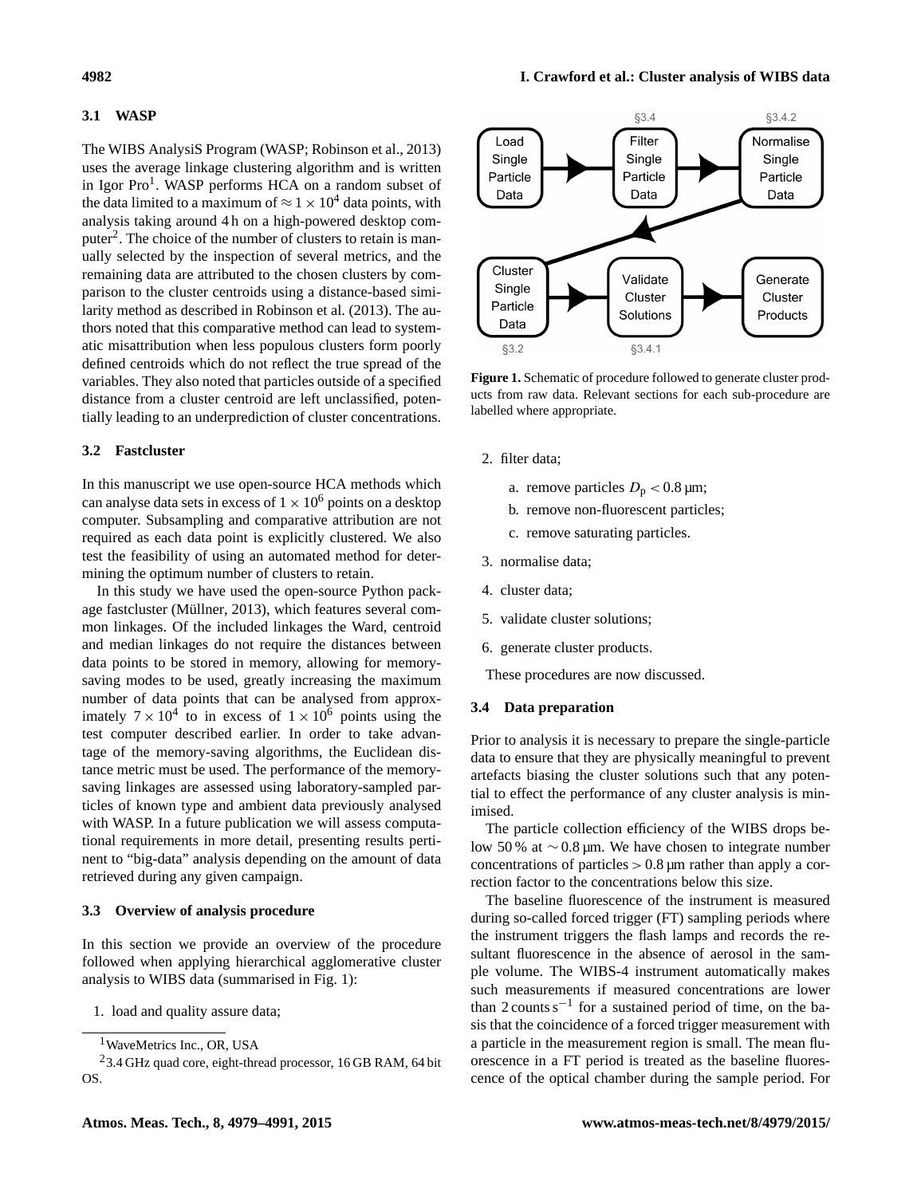### 3.1 WASP

The WIBS AnalysiS Program (WASP; Robinson et al., 2013) uses the average linkage clustering algorithm and is written in Igor Pro[1]. WASP performs HCA on a random subset of the data limited to a maximum of $\approx 1 \times 10^4$ data points, with analysis taking around 4 h on a high-powered desktop computer[2]. The choice of the number of clusters to retain is manually selected by the inspection of several metrics, and the remaining data are attributed to the chosen clusters by comparison to the cluster centroids using a distance-based similarity method as described in Robinson et al. (2013). The authors noted that this comparative method can lead to systematic misattribution when less populous clusters form poorly defined centroids which do not reflect the true spread of the variables. They also noted that particles outside of a specified distance from a cluster centroid are left unclassified, potentially leading to an underprediction of cluster concentrations.

### 3.2 Fastcluster

In this manuscript we use open-source HCA methods which can analyse data sets in excess of $1 \times 10^6$ points on a desktop computer. Subsampling and comparative attribution are not required as each data point is explicitly clustered. We also test the feasibility of using an automated method for determining the optimum number of clusters to retain.

In this study we have used the open-source Python package fastcluster (Müllner, 2013), which features several common linkages. Of the included linkages the Ward, centroid and median linkages do not require the distances between data points to be stored in memory, allowing for memory-saving modes to be used, greatly increasing the maximum number of data points that can be analysed from approximately $7 \times 10^4$ to in excess of $1 \times 10^6$ points using the test computer described earlier. In order to take advantage of the memory-saving algorithms, the Euclidean distance metric must be used. The performance of the memory-saving linkages are assessed using laboratory-sampled particles of known type and ambient data previously analysed with WASP. In a future publication we will assess computational requirements in more detail, presenting results pertinent to "big-data" analysis depending on the amount of data retrieved during any given campaign.

### 3.3 Overview of analysis procedure

In this section we provide an overview of the procedure followed when applying hierarchical agglomerative cluster analysis to WIBS data (summarised in Fig. 1):

1. load and quality assure data;
2. filter data;
   a. remove particles $D_p < 0.8$ µm;
   b. remove non-fluorescent particles;
   c. remove saturating particles.
3. normalise data;
4. cluster data;
5. validate cluster solutions;
6. generate cluster products.

These procedures are now discussed.

Figure 1. Schematic of procedure followed to generate cluster products from raw data. Relevant sections for each sub-procedure are labelled where appropriate.

### 3.4 Data preparation

Prior to analysis it is necessary to prepare the single-particle data to ensure that they are physically meaningful to prevent artefacts biasing the cluster solutions such that any potential to effect the performance of any cluster analysis is minimised.

The particle collection efficiency of the WIBS drops below 50 % at $\sim 0.8$ µm. We have chosen to integrate number concentrations of particles $> 0.8$ µm rather than apply a correction factor to the concentrations below this size.

The baseline fluorescence of the instrument is measured during so-called forced trigger (FT) sampling periods where the instrument triggers the flash lamps and records the resultant fluorescence in the absence of aerosol in the sample volume. The WIBS-4 instrument automatically makes such measurements if measured concentrations are lower than 2 counts $s^{-1}$ for a sustained period of time, on the basis that the coincidence of a forced trigger measurement with a particle in the measurement region is small. The mean fluorescence in a FT period is treated as the baseline fluorescence of the optical chamber during the sample period. For

[1] WaveMetrics Inc., OR, USA

[2] 3.4 GHz quad core, eight-thread processor, 16 GB RAM, 64 bit OS.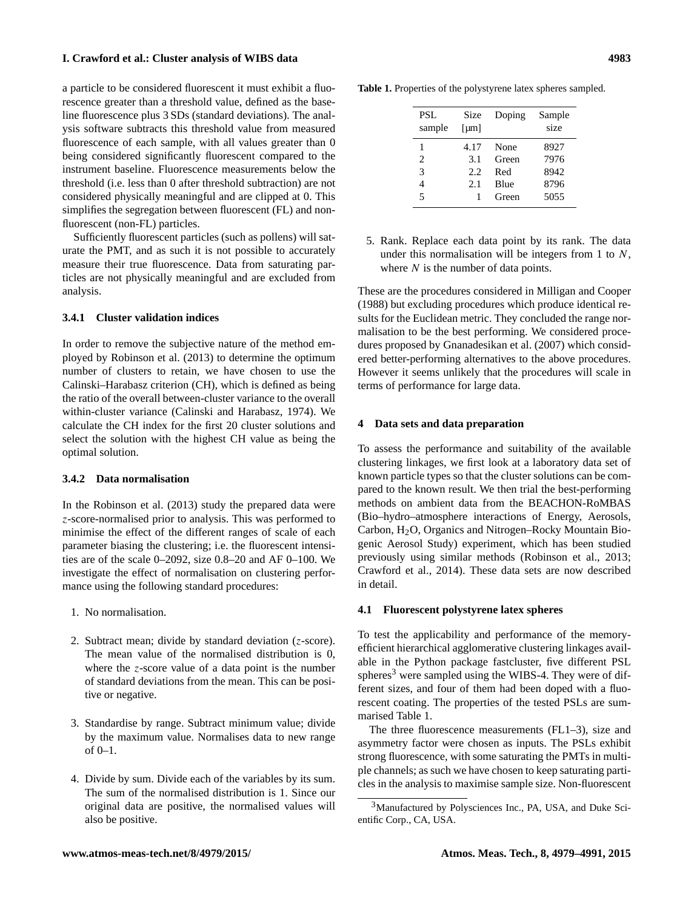a particle to be considered fluorescent it must exhibit a fluorescence greater than a threshold value, defined as the baseline fluorescence plus 3 SDs (standard deviations). The analysis software subtracts this threshold value from measured fluorescence of each sample, with all values greater than 0 being considered significantly fluorescent compared to the instrument baseline. Fluorescence measurements below the threshold (i.e. less than 0 after threshold subtraction) are not considered physically meaningful and are clipped at 0. This simplifies the segregation between fluorescent (FL) and non-fluorescent (non-FL) particles.

Sufficiently fluorescent particles (such as pollens) will saturate the PMT, and as such it is not possible to accurately measure their true fluorescence. Data from saturating particles are not physically meaningful and are excluded from analysis.

#### 3.4.1 Cluster validation indices

In order to remove the subjective nature of the method employed by Robinson et al. (2013) to determine the optimum number of clusters to retain, we have chosen to use the Calinski–Harabasz criterion (CH), which is defined as being the ratio of the overall between-cluster variance to the overall within-cluster variance (Calinski and Harabasz, 1974). We calculate the CH index for the first 20 cluster solutions and select the solution with the highest CH value as being the optimal solution.

#### 3.4.2 Data normalisation

In the Robinson et al. (2013) study the prepared data were $z$-score-normalised prior to analysis. This was performed to minimise the effect of the different ranges of scale of each parameter biasing the clustering; i.e. the fluorescent intensities are of the scale 0–2092, size 0.8–20 and AF 0–100. We investigate the effect of normalisation on clustering performance using the following standard procedures:

1. No normalisation.

2. Subtract mean; divide by standard deviation ($z$-score). The mean value of the normalised distribution is 0, where the $z$-score value of a data point is the number of standard deviations from the mean. This can be positive or negative.

3. Standardise by range. Subtract minimum value; divide by the maximum value. Normalises data to new range of 0–1.

4. Divide by sum. Divide each of the variables by its sum. The sum of the normalised distribution is 1. Since our original data are positive, the normalised values will also be positive.

5. Rank. Replace each data point by its rank. The data under this normalisation will be integers from 1 to $N$, where $N$ is the number of data points.

These are the procedures considered in Milligan and Cooper (1988) but excluding procedures which produce identical results for the Euclidean metric. They concluded the range normalisation to be the best performing. We considered procedures proposed by Gnanadesikan et al. (2007) which considered better-performing alternatives to the above procedures. However it seems unlikely that the procedures will scale in terms of performance for large data.

## 4 Data sets and data preparation

To assess the performance and suitability of the available clustering linkages, we first look at a laboratory data set of known particle types so that the cluster solutions can be compared to the known result. We then trial the best-performing methods on ambient data from the BEACHON-RoMBAS (Bio–hydro–atmosphere interactions of Energy, Aerosols, Carbon, $H_2O$, Organics and Nitrogen–Rocky Mountain Biogenic Aerosol Study) experiment, which has been studied previously using similar methods (Robinson et al., 2013; Crawford et al., 2014). These data sets are now described in detail.

### 4.1 Fluorescent polystyrene latex spheres

To test the applicability and performance of the memory-efficient hierarchical agglomerative clustering linkages available in the Python package fastcluster, five different PSL spheres[3] were sampled using the WIBS-4. They were of different sizes, and four of them had been doped with a fluorescent coating. The properties of the tested PSLs are summarised Table 1.

**Table 1.** Properties of the polystyrene latex spheres sampled.

| PSL sample | Size [μm] | Doping | Sample size |
|---|---|---|---|
| 1 | 4.17 | None | 8927 |
| 2 | 3.1 | Green | 7976 |
| 3 | 2.2 | Red | 8942 |
| 4 | 2.1 | Blue | 8796 |
| 5 | 1 | Green | 5055 |

The three fluorescence measurements (FL1–3), size and asymmetry factor were chosen as inputs. The PSLs exhibit strong fluorescence, with some saturating the PMTs in multiple channels; as such we have chosen to keep saturating particles in the analysis to maximise sample size. Non-fluorescent

[3]Manufactured by Polysciences Inc., PA, USA, and Duke Scientific Corp., CA, USA.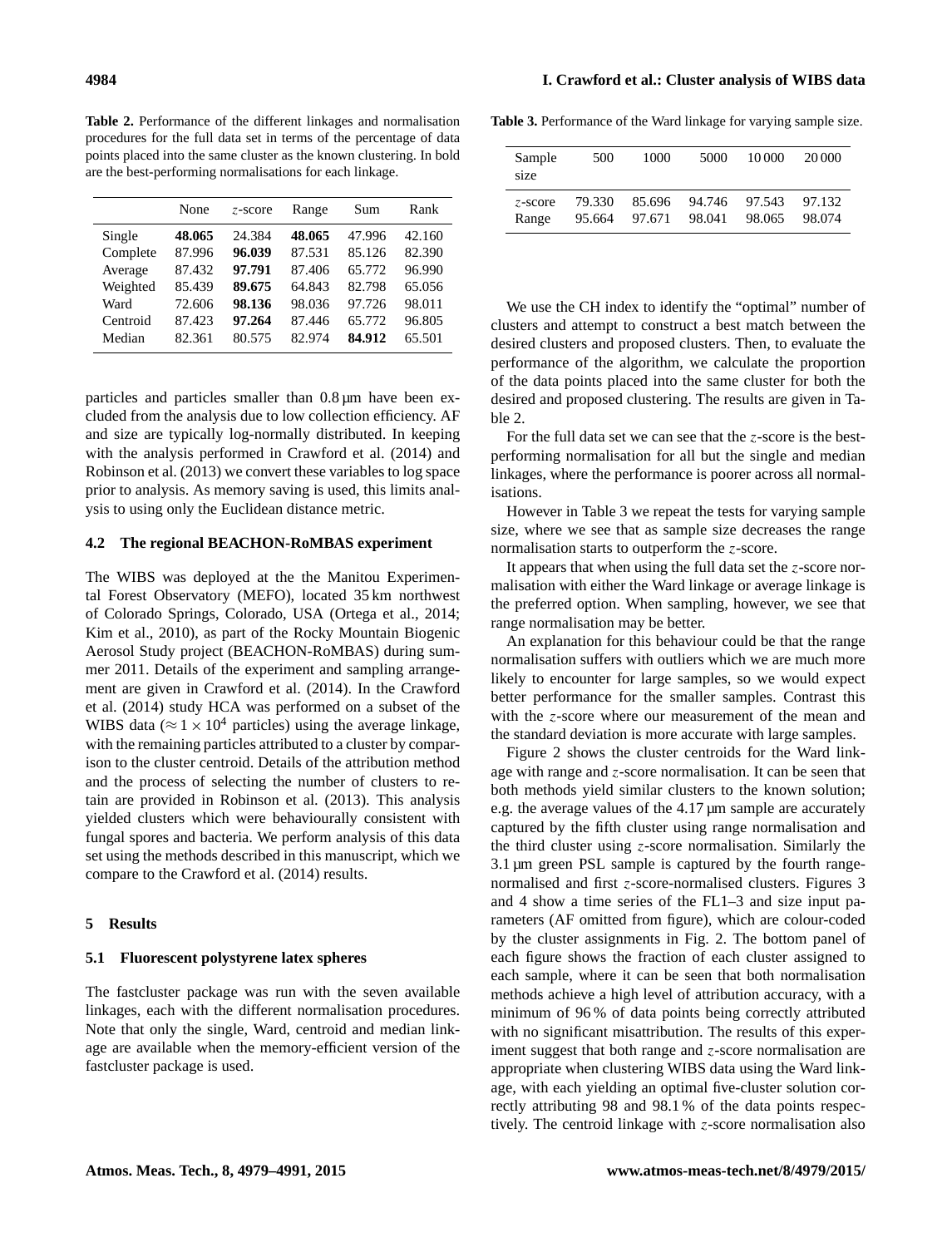**Table 2.** Performance of the different linkages and normalisation procedures for the full data set in terms of the percentage of data points placed into the same cluster as the known clustering. In bold are the best-performing normalisations for each linkage.

| | None | $z$-score | Range | Sum | Rank |
|---|---|---|---|---|---|
| Single | **48.065** | 24.384 | **48.065** | 47.996 | 42.160 |
| Complete | 87.996 | **96.039** | 87.531 | 85.126 | 82.390 |
| Average | 87.432 | **97.791** | 87.406 | 65.772 | 96.990 |
| Weighted | 85.439 | **89.675** | 64.843 | 82.798 | 65.056 |
| Ward | 72.606 | **98.136** | 98.036 | 97.726 | 98.011 |
| Centroid | 87.423 | **97.264** | 87.446 | 65.772 | 96.805 |
| Median | 82.361 | 80.575 | 82.974 | **84.912** | 65.501 |

particles and particles smaller than 0.8 µm have been excluded from the analysis due to low collection efficiency. AF and size are typically log-normally distributed. In keeping with the analysis performed in Crawford et al. (2014) and Robinson et al. (2013) we convert these variables to log space prior to analysis. As memory saving is used, this limits analysis to using only the Euclidean distance metric.

### 4.2 The regional BEACHON-RoMBAS experiment

The WIBS was deployed at the the Manitou Experimental Forest Observatory (MEFO), located 35 km northwest of Colorado Springs, Colorado, USA (Ortega et al., 2014; Kim et al., 2010), as part of the Rocky Mountain Biogenic Aerosol Study project (BEACHON-RoMBAS) during summer 2011. Details of the experiment and sampling arrangement are given in Crawford et al. (2014). In the Crawford et al. (2014) study HCA was performed on a subset of the WIBS data ($\approx 1 \times 10^4$ particles) using the average linkage, with the remaining particles attributed to a cluster by comparison to the cluster centroid. Details of the attribution method and the process of selecting the number of clusters to retain are provided in Robinson et al. (2013). This analysis yielded clusters which were behaviourally consistent with fungal spores and bacteria. We perform analysis of this data set using the methods described in this manuscript, which we compare to the Crawford et al. (2014) results.

## 5 Results

### 5.1 Fluorescent polystyrene latex spheres

The fastcluster package was run with the seven available linkages, each with the different normalisation procedures. Note that only the single, Ward, centroid and median linkage are available when the memory-efficient version of the fastcluster package is used.

**Table 3.** Performance of the Ward linkage for varying sample size.

| Sample size | 500 | 1000 | 5000 | 10 000 | 20 000 |
|---|---|---|---|---|---|
| $z$-score | 79.330 | 85.696 | 94.746 | 97.543 | 97.132 |
| Range | 95.664 | 97.671 | 98.041 | 98.065 | 98.074 |

We use the CH index to identify the "optimal" number of clusters and attempt to construct a best match between the desired clusters and proposed clusters. Then, to evaluate the performance of the algorithm, we calculate the proportion of the data points placed into the same cluster for both the desired and proposed clustering. The results are given in Table 2.

For the full data set we can see that the $z$-score is the best-performing normalisation for all but the single and median linkages, where the performance is poorer across all normalisations.

However in Table 3 we repeat the tests for varying sample size, where we see that as sample size decreases the range normalisation starts to outperform the $z$-score.

It appears that when using the full data set the $z$-score normalisation with either the Ward linkage or average linkage is the preferred option. When sampling, however, we see that range normalisation may be better.

An explanation for this behaviour could be that the range normalisation suffers with outliers which we are much more likely to encounter for large samples, so we would expect better performance for the smaller samples. Contrast this with the $z$-score where our measurement of the mean and the standard deviation is more accurate with large samples.

Figure 2 shows the cluster centroids for the Ward linkage with range and $z$-score normalisation. It can be seen that both methods yield similar clusters to the known solution; e.g. the average values of the 4.17 µm sample are accurately captured by the fifth cluster using range normalisation and the third cluster using $z$-score normalisation. Similarly the 3.1 µm green PSL sample is captured by the fourth range-normalised and first $z$-score-normalised clusters. Figures 3 and 4 show a time series of the FL1–3 and size input parameters (AF omitted from figure), which are colour-coded by the cluster assignments in Fig. 2. The bottom panel of each figure shows the fraction of each cluster assigned to each sample, where it can be seen that both normalisation methods achieve a high level of attribution accuracy, with a minimum of 96 % of data points being correctly attributed with no significant misattribution. The results of this experiment suggest that both range and $z$-score normalisation are appropriate when clustering WIBS data using the Ward linkage, with each yielding an optimal five-cluster solution correctly attributing 98 and 98.1 % of the data points respectively. The centroid linkage with $z$-score normalisation also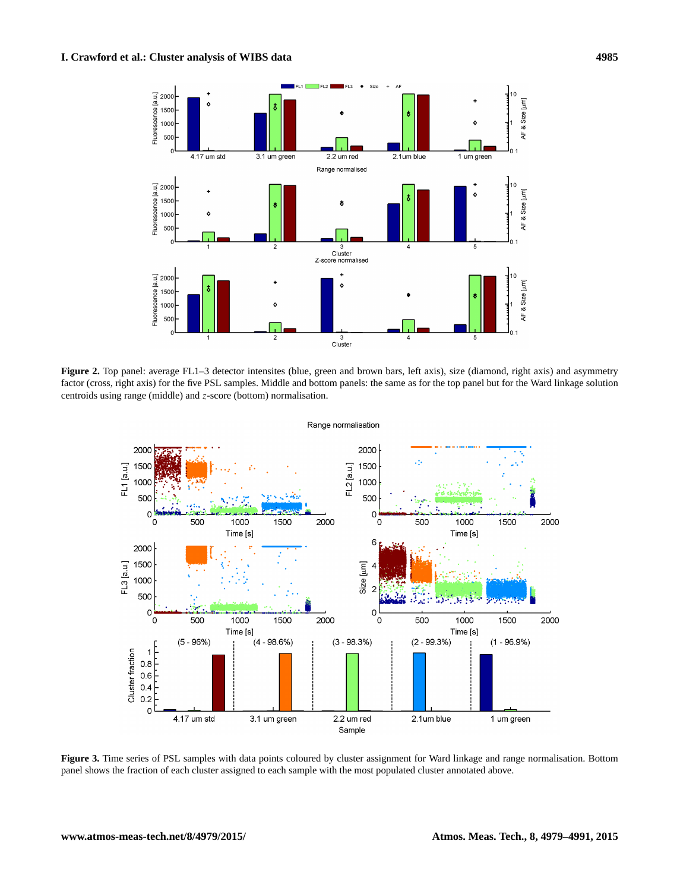**Figure 2.** Top panel: average FL1–3 detector intensites (blue, green and brown bars, left axis), size (diamond, right axis) and asymmetry factor (cross, right axis) for the five PSL samples. Middle and bottom panels: the same as for the top panel but for the Ward linkage solution centroids using range (middle) and $z$-score (bottom) normalisation.

**Figure 3.** Time series of PSL samples with data points coloured by cluster assignment for Ward linkage and range normalisation. Bottom panel shows the fraction of each cluster assigned to each sample with the most populated cluster annotated above.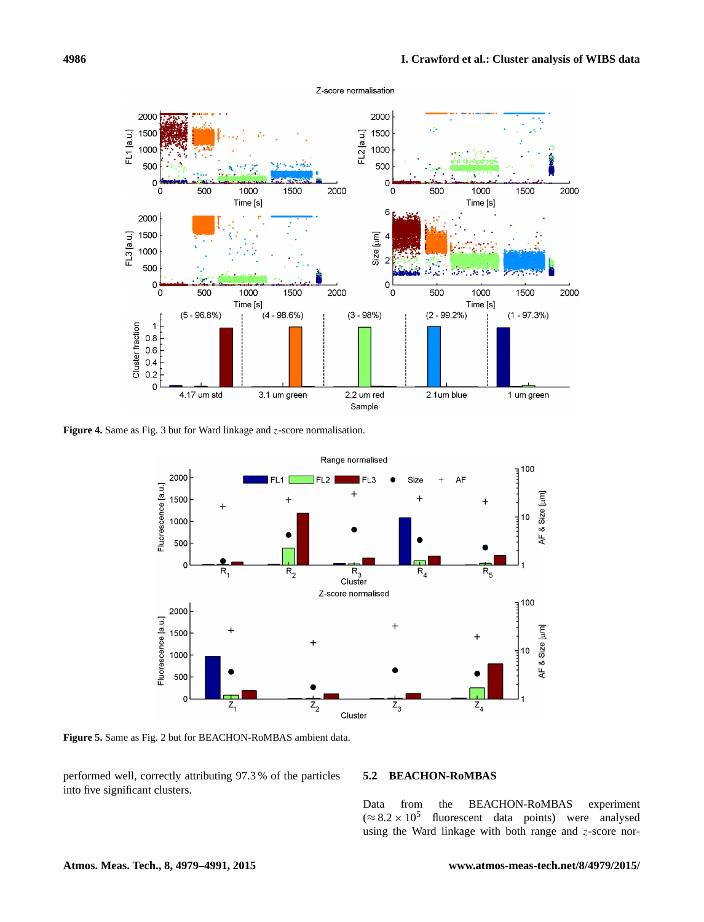**Figure 4.** Same as Fig. 3 but for Ward linkage and $z$-score normalisation.

**Figure 5.** Same as Fig. 2 but for BEACHON-RoMBAS ambient data.

performed well, correctly attributing 97.3 % of the particles into five significant clusters.

## 5.2 BEACHON-RoMBAS

Data from the BEACHON-RoMBAS experiment ($\approx 8.2 \times 10^5$ fluorescent data points) were analysed using the Ward linkage with both range and $z$-score nor-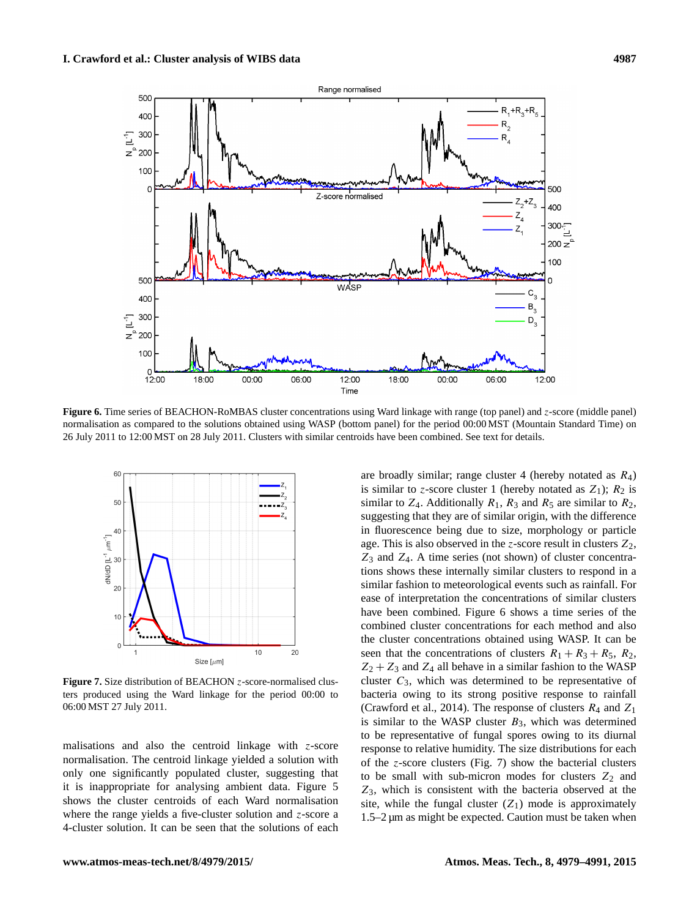Figure 6. Time series of BEACHON-RoMBAS cluster concentrations using Ward linkage with range (top panel) and $z$-score (middle panel) normalisation as compared to the solutions obtained using WASP (bottom panel) for the period 00:00 MST (Mountain Standard Time) on 26 July 2011 to 12:00 MST on 28 July 2011. Clusters with similar centroids have been combined. See text for details.

Figure 7. Size distribution of BEACHON $z$-score-normalised clusters produced using the Ward linkage for the period 00:00 to 06:00 MST 27 July 2011.

malisations and also the centroid linkage with $z$-score normalisation. The centroid linkage yielded a solution with only one significantly populated cluster, suggesting that it is inappropriate for analysing ambient data. Figure 5 shows the cluster centroids of each Ward normalisation where the range yields a five-cluster solution and $z$-score a 4-cluster solution. It can be seen that the solutions of each are broadly similar; range cluster 4 (hereby notated as $R_4$) is similar to $z$-score cluster 1 (hereby notated as $Z_1$); $R_2$ is similar to $Z_4$. Additionally $R_1$, $R_3$ and $R_5$ are similar to $R_2$, suggesting that they are of similar origin, with the difference in fluorescence being due to size, morphology or particle age. This is also observed in the $z$-score result in clusters $Z_2$, $Z_3$ and $Z_4$. A time series (not shown) of cluster concentrations shows these internally similar clusters to respond in a similar fashion to meteorological events such as rainfall. For ease of interpretation the concentrations of similar clusters have been combined. Figure 6 shows a time series of the combined cluster concentrations for each method and also the cluster concentrations obtained using WASP. It can be seen that the concentrations of clusters $R_1 + R_3 + R_5$, $R_2$, $Z_2 + Z_3$ and $Z_4$ all behave in a similar fashion to the WASP cluster $C_3$, which was determined to be representative of bacteria owing to its strong positive response to rainfall (Crawford et al., 2014). The response of clusters $R_4$ and $Z_1$ is similar to the WASP cluster $B_3$, which was determined to be representative of fungal spores owing to its diurnal response to relative humidity. The size distributions for each of the $z$-score clusters (Fig. 7) show the bacterial clusters to be small with sub-micron modes for clusters $Z_2$ and $Z_3$, which is consistent with the bacteria observed at the site, while the fungal cluster ($Z_1$) mode is approximately 1.5–2 µm as might be expected. Caution must be taken when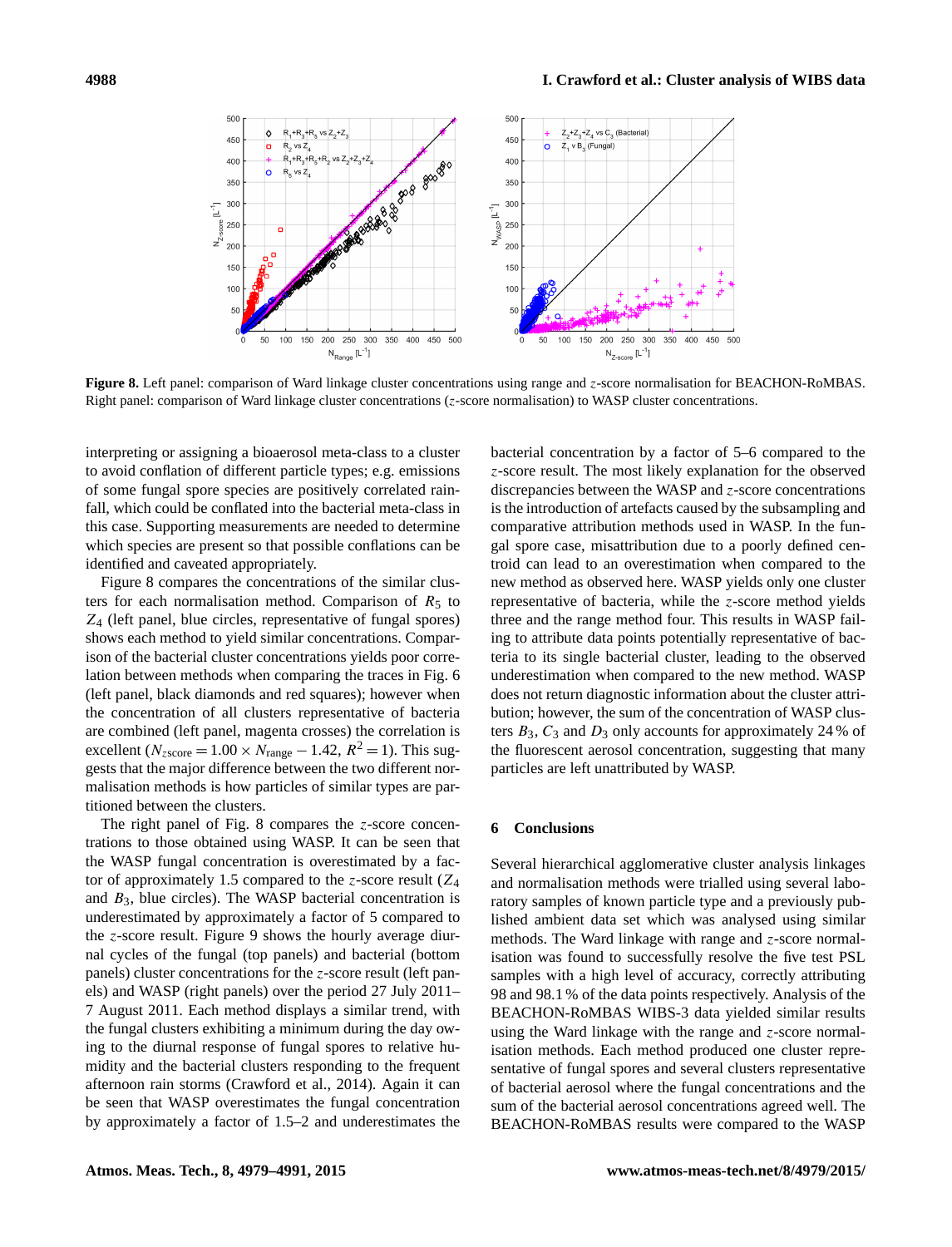**Figure 8.** Left panel: comparison of Ward linkage cluster concentrations using range and $z$-score normalisation for BEACHON-RoMBAS. Right panel: comparison of Ward linkage cluster concentrations ($z$-score normalisation) to WASP cluster concentrations.

interpreting or assigning a bioaerosol meta-class to a cluster to avoid conflation of different particle types; e.g. emissions of some fungal spore species are positively correlated rainfall, which could be conflated into the bacterial meta-class in this case. Supporting measurements are needed to determine which species are present so that possible conflations can be identified and caveated appropriately.

Figure 8 compares the concentrations of the similar clusters for each normalisation method. Comparison of $R_5$ to $Z_4$ (left panel, blue circles, representative of fungal spores) shows each method to yield similar concentrations. Comparison of the bacterial cluster concentrations yields poor correlation between methods when comparing the traces in Fig. 6 (left panel, black diamonds and red squares); however when the concentration of all clusters representative of bacteria are combined (left panel, magenta crosses) the correlation is excellent ($N_{z\text{score}} = 1.00 \times N_{\text{range}} - 1.42$, $R^2 = 1$). This suggests that the major difference between the two different normalisation methods is how particles of similar types are partitioned between the clusters.

The right panel of Fig. 8 compares the $z$-score concentrations to those obtained using WASP. It can be seen that the WASP fungal concentration is overestimated by a factor of approximately 1.5 compared to the $z$-score result ($Z_4$ and $B_3$, blue circles). The WASP bacterial concentration is underestimated by approximately a factor of 5 compared to the $z$-score result. Figure 9 shows the hourly average diurnal cycles of the fungal (top panels) and bacterial (bottom panels) cluster concentrations for the $z$-score result (left panels) and WASP (right panels) over the period 27 July 2011–7 August 2011. Each method displays a similar trend, with the fungal clusters exhibiting a minimum during the day owing to the diurnal response of fungal spores to relative humidity and the bacterial clusters responding to the frequent afternoon rain storms (Crawford et al., 2014). Again it can be seen that WASP overestimates the fungal concentration by approximately a factor of 1.5–2 and underestimates the bacterial concentration by a factor of 5–6 compared to the $z$-score result. The most likely explanation for the observed discrepancies between the WASP and $z$-score concentrations is the introduction of artefacts caused by the subsampling and comparative attribution methods used in WASP. In the fungal spore case, misattribution due to a poorly defined centroid can lead to an overestimation when compared to the new method as observed here. WASP yields only one cluster representative of bacteria, while the $z$-score method yields three and the range method four. This results in WASP failing to attribute data points potentially representative of bacteria to its single bacterial cluster, leading to the observed underestimation when compared to the new method. WASP does not return diagnostic information about the cluster attribution; however, the sum of the concentration of WASP clusters $B_3$, $C_3$ and $D_3$ only accounts for approximately 24 % of the fluorescent aerosol concentration, suggesting that many particles are left unattributed by WASP.

## 6 Conclusions

Several hierarchical agglomerative cluster analysis linkages and normalisation methods were trialled using several laboratory samples of known particle type and a previously published ambient data set which was analysed using similar methods. The Ward linkage with range and $z$-score normalisation was found to successfully resolve the five test PSL samples with a high level of accuracy, correctly attributing 98 and 98.1 % of the data points respectively. Analysis of the BEACHON-RoMBAS WIBS-3 data yielded similar results using the Ward linkage with the range and $z$-score normalisation methods. Each method produced one cluster representative of fungal spores and several clusters representative of bacterial aerosol where the fungal concentrations and the sum of the bacterial aerosol concentrations agreed well. The BEACHON-RoMBAS results were compared to the WASP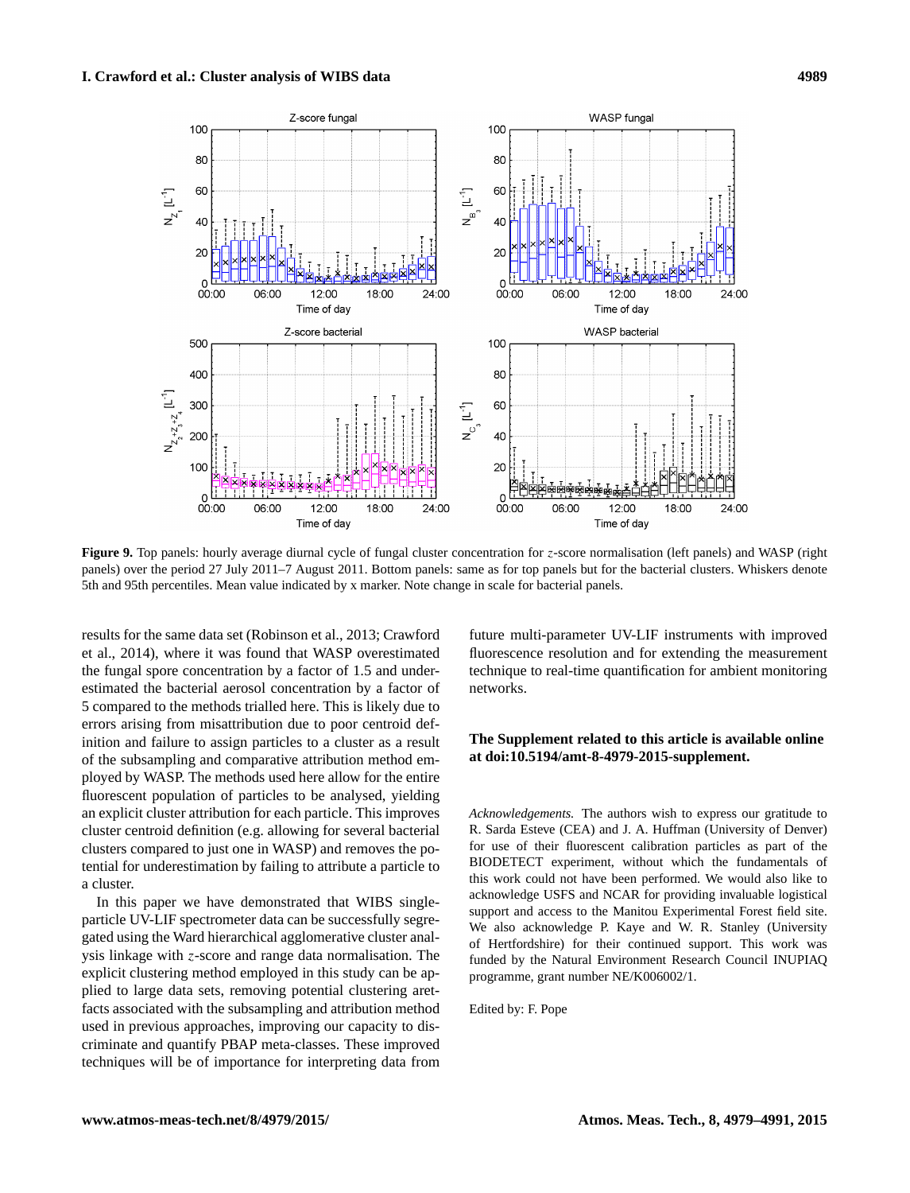**Figure 9.** Top panels: hourly average diurnal cycle of fungal cluster concentration for $z$-score normalisation (left panels) and WASP (right panels) over the period 27 July 2011–7 August 2011. Bottom panels: same as for top panels but for the bacterial clusters. Whiskers denote 5th and 95th percentiles. Mean value indicated by x marker. Note change in scale for bacterial panels.

results for the same data set (Robinson et al., 2013; Crawford et al., 2014), where it was found that WASP overestimated the fungal spore concentration by a factor of 1.5 and underestimated the bacterial aerosol concentration by a factor of 5 compared to the methods trialled here. This is likely due to errors arising from misattribution due to poor centroid definition and failure to assign particles to a cluster as a result of the subsampling and comparative attribution method employed by WASP. The methods used here allow for the entire fluorescent population of particles to be analysed, yielding an explicit cluster attribution for each particle. This improves cluster centroid definition (e.g. allowing for several bacterial clusters compared to just one in WASP) and removes the potential for underestimation by failing to attribute a particle to a cluster.

In this paper we have demonstrated that WIBS single-particle UV-LIF spectrometer data can be successfully segregated using the Ward hierarchical agglomerative cluster analysis linkage with $z$-score and range data normalisation. The explicit clustering method employed in this study can be applied to large data sets, removing potential clustering aretfacts associated with the subsampling and attribution method used in previous approaches, improving our capacity to discriminate and quantify PBAP meta-classes. These improved techniques will be of importance for interpreting data from future multi-parameter UV-LIF instruments with improved fluorescence resolution and for extending the measurement technique to real-time quantification for ambient monitoring networks.

**The Supplement related to this article is available online at doi:10.5194/amt-8-4979-2015-supplement.**

*Acknowledgements.* The authors wish to express our gratitude to R. Sarda Esteve (CEA) and J. A. Huffman (University of Denver) for use of their fluorescent calibration particles as part of the BIODETECT experiment, without which the fundamentals of this work could not have been performed. We would also like to acknowledge USFS and NCAR for providing invaluable logistical support and access to the Manitou Experimental Forest field site. We also acknowledge P. Kaye and W. R. Stanley (University of Hertfordshire) for their continued support. This work was funded by the Natural Environment Research Council INUPIAQ programme, grant number NE/K006002/1.

Edited by: F. Pope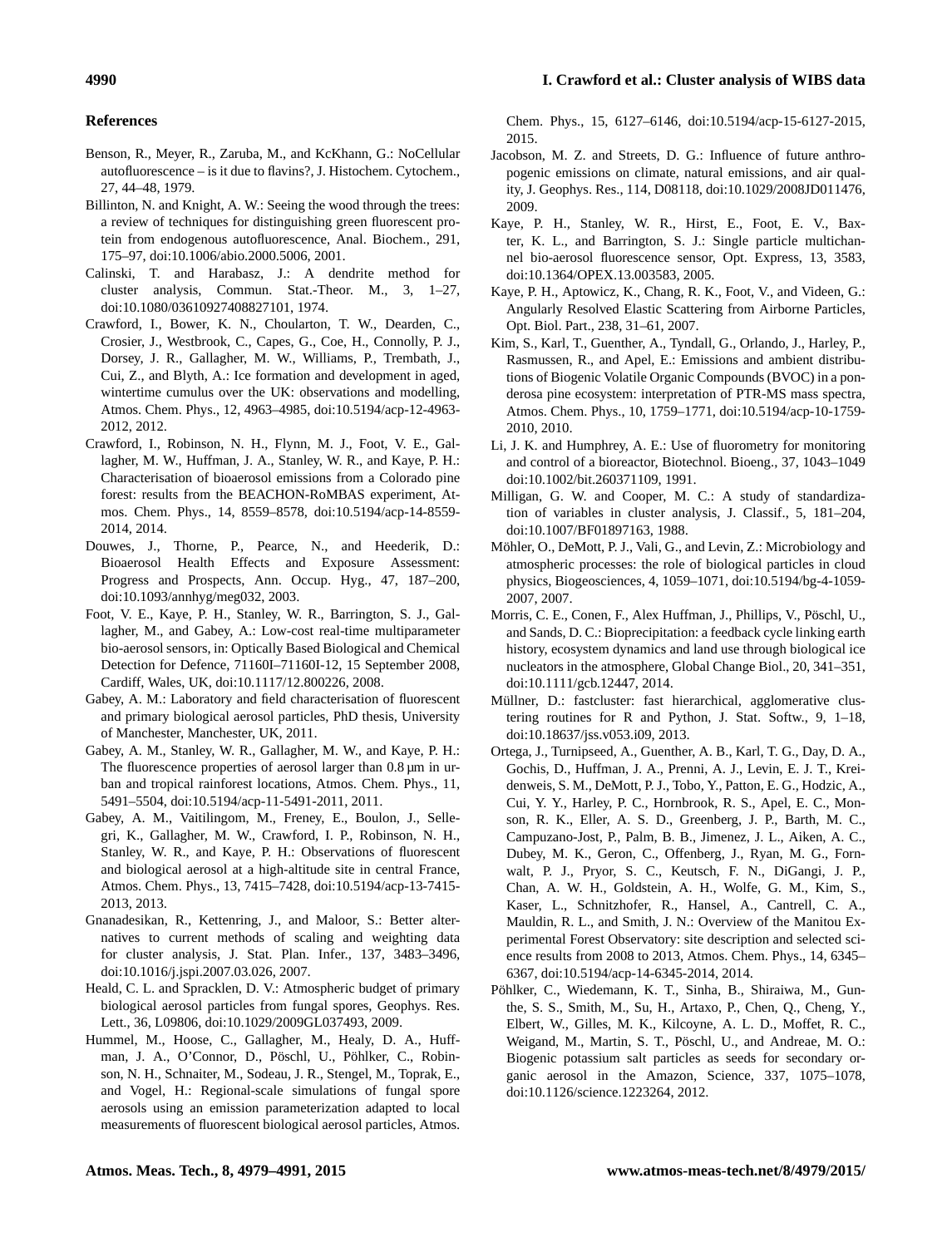## References

Benson, R., Meyer, R., Zaruba, M., and KcKhann, G.: NoCellular autofluorescence – is it due to flavins?, J. Histochem. Cytochem., 27, 44–48, 1979.

Billinton, N. and Knight, A. W.: Seeing the wood through the trees: a review of techniques for distinguishing green fluorescent protein from endogenous autofluorescence, Anal. Biochem., 291, 175–97, doi:10.1006/abio.2000.5006, 2001.

Calinski, T. and Harabasz, J.: A dendrite method for cluster analysis, Commun. Stat.-Theor. M., 3, 1–27, doi:10.1080/03610927408827101, 1974.

Crawford, I., Bower, K. N., Choularton, T. W., Dearden, C., Crosier, J., Westbrook, C., Capes, G., Coe, H., Connolly, P. J., Dorsey, J. R., Gallagher, M. W., Williams, P., Trembath, J., Cui, Z., and Blyth, A.: Ice formation and development in aged, wintertime cumulus over the UK: observations and modelling, Atmos. Chem. Phys., 12, 4963–4985, doi:10.5194/acp-12-4963-2012, 2012.

Crawford, I., Robinson, N. H., Flynn, M. J., Foot, V. E., Gallagher, M. W., Huffman, J. A., Stanley, W. R., and Kaye, P. H.: Characterisation of bioaerosol emissions from a Colorado pine forest: results from the BEACHON-RoMBAS experiment, Atmos. Chem. Phys., 14, 8559–8578, doi:10.5194/acp-14-8559-2014, 2014.

Douwes, J., Thorne, P., Pearce, N., and Heederik, D.: Bioaerosol Health Effects and Exposure Assessment: Progress and Prospects, Ann. Occup. Hyg., 47, 187–200, doi:10.1093/annhyg/meg032, 2003.

Foot, V. E., Kaye, P. H., Stanley, W. R., Barrington, S. J., Gallagher, M., and Gabey, A.: Low-cost real-time multiparameter bio-aerosol sensors, in: Optically Based Biological and Chemical Detection for Defence, 71160I–71160I-12, 15 September 2008, Cardiff, Wales, UK, doi:10.1117/12.800226, 2008.

Gabey, A. M.: Laboratory and field characterisation of fluorescent and primary biological aerosol particles, PhD thesis, University of Manchester, Manchester, UK, 2011.

Gabey, A. M., Stanley, W. R., Gallagher, M. W., and Kaye, P. H.: The fluorescence properties of aerosol larger than 0.8 µm in urban and tropical rainforest locations, Atmos. Chem. Phys., 11, 5491–5504, doi:10.5194/acp-11-5491-2011, 2011.

Gabey, A. M., Vaitilingom, M., Freney, E., Boulon, J., Sellegri, K., Gallagher, M. W., Crawford, I. P., Robinson, N. H., Stanley, W. R., and Kaye, P. H.: Observations of fluorescent and biological aerosol at a high-altitude site in central France, Atmos. Chem. Phys., 13, 7415–7428, doi:10.5194/acp-13-7415-2013, 2013.

Gnanadesikan, R., Kettenring, J., and Maloor, S.: Better alternatives to current methods of scaling and weighting data for cluster analysis, J. Stat. Plan. Infer., 137, 3483–3496, doi:10.1016/j.jspi.2007.03.026, 2007.

Heald, C. L. and Spracklen, D. V.: Atmospheric budget of primary biological aerosol particles from fungal spores, Geophys. Res. Lett., 36, L09806, doi:10.1029/2009GL037493, 2009.

Hummel, M., Hoose, C., Gallagher, M., Healy, D. A., Huffman, J. A., O'Connor, D., Pöschl, U., Pöhlker, C., Robinson, N. H., Schnaiter, M., Sodeau, J. R., Stengel, M., Toprak, E., and Vogel, H.: Regional-scale simulations of fungal spore aerosols using an emission parameterization adapted to local measurements of fluorescent biological aerosol particles, Atmos. Chem. Phys., 15, 6127–6146, doi:10.5194/acp-15-6127-2015, 2015.

Jacobson, M. Z. and Streets, D. G.: Influence of future anthropogenic emissions on climate, natural emissions, and air quality, J. Geophys. Res., 114, D08118, doi:10.1029/2008JD011476, 2009.

Kaye, P. H., Stanley, W. R., Hirst, E., Foot, E. V., Baxter, K. L., and Barrington, S. J.: Single particle multichannel bio-aerosol fluorescence sensor, Opt. Express, 13, 3583, doi:10.1364/OPEX.13.003583, 2005.

Kaye, P. H., Aptowicz, K., Chang, R. K., Foot, V., and Videen, G.: Angularly Resolved Elastic Scattering from Airborne Particles, Opt. Biol. Part., 238, 31–61, 2007.

Kim, S., Karl, T., Guenther, A., Tyndall, G., Orlando, J., Harley, P., Rasmussen, R., and Apel, E.: Emissions and ambient distributions of Biogenic Volatile Organic Compounds (BVOC) in a ponderosa pine ecosystem: interpretation of PTR-MS mass spectra, Atmos. Chem. Phys., 10, 1759–1771, doi:10.5194/acp-10-1759-2010, 2010.

Li, J. K. and Humphrey, A. E.: Use of fluorometry for monitoring and control of a bioreactor, Biotechnol. Bioeng., 37, 1043–1049 doi:10.1002/bit.260371109, 1991.

Milligan, G. W. and Cooper, M. C.: A study of standardization of variables in cluster analysis, J. Classif., 5, 181–204, doi:10.1007/BF01897163, 1988.

Möhler, O., DeMott, P. J., Vali, G., and Levin, Z.: Microbiology and atmospheric processes: the role of biological particles in cloud physics, Biogeosciences, 4, 1059–1071, doi:10.5194/bg-4-1059-2007, 2007.

Morris, C. E., Conen, F., Alex Huffman, J., Phillips, V., Pöschl, U., and Sands, D. C.: Bioprecipitation: a feedback cycle linking earth history, ecosystem dynamics and land use through biological ice nucleators in the atmosphere, Global Change Biol., 20, 341–351, doi:10.1111/gcb.12447, 2014.

Müllner, D.: fastcluster: fast hierarchical, agglomerative clustering routines for R and Python, J. Stat. Softw., 9, 1–18, doi:10.18637/jss.v053.i09, 2013.

Ortega, J., Turnipseed, A., Guenther, A. B., Karl, T. G., Day, D. A., Gochis, D., Huffman, J. A., Prenni, A. J., Levin, E. J. T., Kreidenweis, S. M., DeMott, P. J., Tobo, Y., Patton, E. G., Hodzic, A., Cui, Y. Y., Harley, P. C., Hornbrook, R. S., Apel, E. C., Monson, R. K., Eller, A. S. D., Greenberg, J. P., Barth, M. C., Campuzano-Jost, P., Palm, B. B., Jimenez, J. L., Aiken, A. C., Dubey, M. K., Geron, C., Offenberg, J., Ryan, M. G., Fornwalt, P. J., Pryor, S. C., Keutsch, F. N., DiGangi, J. P., Chan, A. W. H., Goldstein, A. H., Wolfe, G. M., Kim, S., Kaser, L., Schnitzhofer, R., Hansel, A., Cantrell, C. A., Mauldin, R. L., and Smith, J. N.: Overview of the Manitou Experimental Forest Observatory: site description and selected science results from 2008 to 2013, Atmos. Chem. Phys., 14, 6345–6367, doi:10.5194/acp-14-6345-2014, 2014.

Pöhlker, C., Wiedemann, K. T., Sinha, B., Shiraiwa, M., Gunthe, S. S., Smith, M., Su, H., Artaxo, P., Chen, Q., Cheng, Y., Elbert, W., Gilles, M. K., Kilcoyne, A. L. D., Moffet, R. C., Weigand, M., Martin, S. T., Pöschl, U., and Andreae, M. O.: Biogenic potassium salt particles as seeds for secondary organic aerosol in the Amazon, Science, 337, 1075–1078, doi:10.1126/science.1223264, 2012.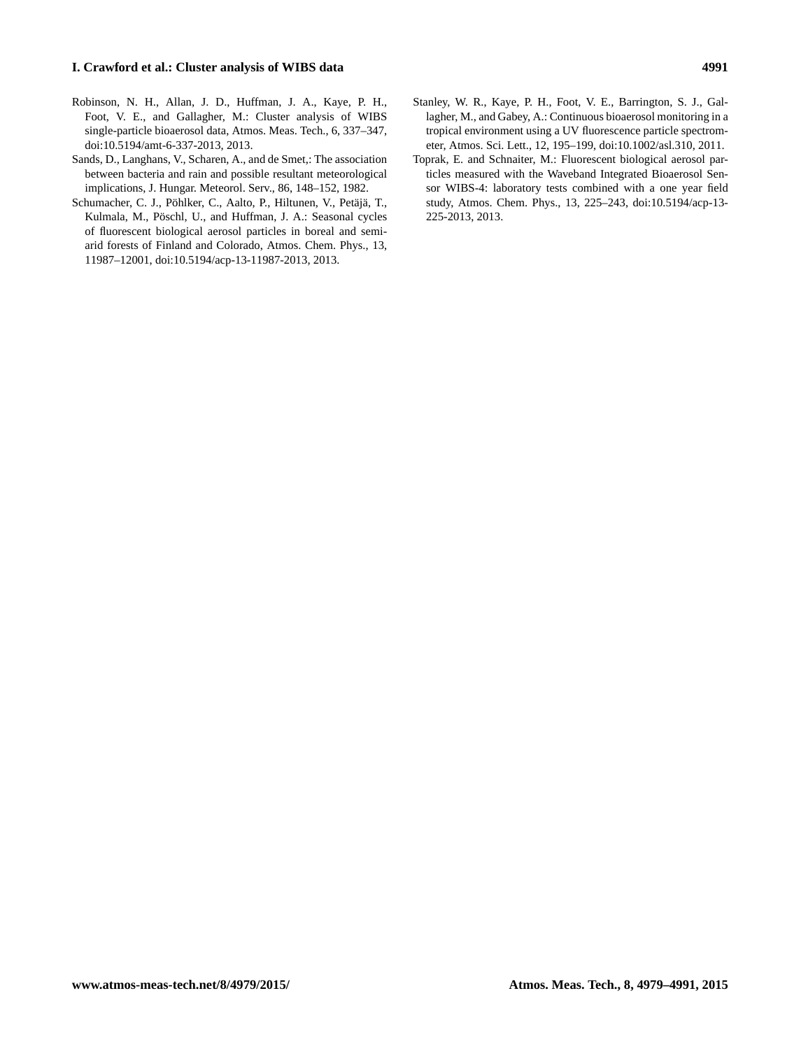Robinson, N. H., Allan, J. D., Huffman, J. A., Kaye, P. H., Foot, V. E., and Gallagher, M.: Cluster analysis of WIBS single-particle bioaerosol data, Atmos. Meas. Tech., 6, 337–347, doi:10.5194/amt-6-337-2013, 2013.

Sands, D., Langhans, V., Scharen, A., and de Smet,: The association between bacteria and rain and possible resultant meteorological implications, J. Hungar. Meteorol. Serv., 86, 148–152, 1982.

Schumacher, C. J., Pöhlker, C., Aalto, P., Hiltunen, V., Petäjä, T., Kulmala, M., Pöschl, U., and Huffman, J. A.: Seasonal cycles of fluorescent biological aerosol particles in boreal and semi-arid forests of Finland and Colorado, Atmos. Chem. Phys., 13, 11987–12001, doi:10.5194/acp-13-11987-2013, 2013.

Stanley, W. R., Kaye, P. H., Foot, V. E., Barrington, S. J., Gallagher, M., and Gabey, A.: Continuous bioaerosol monitoring in a tropical environment using a UV fluorescence particle spectrometer, Atmos. Sci. Lett., 12, 195–199, doi:10.1002/asl.310, 2011.

Toprak, E. and Schnaiter, M.: Fluorescent biological aerosol particles measured with the Waveband Integrated Bioaerosol Sensor WIBS-4: laboratory tests combined with a one year field study, Atmos. Chem. Phys., 13, 225–243, doi:10.5194/acp-13-225-2013, 2013.